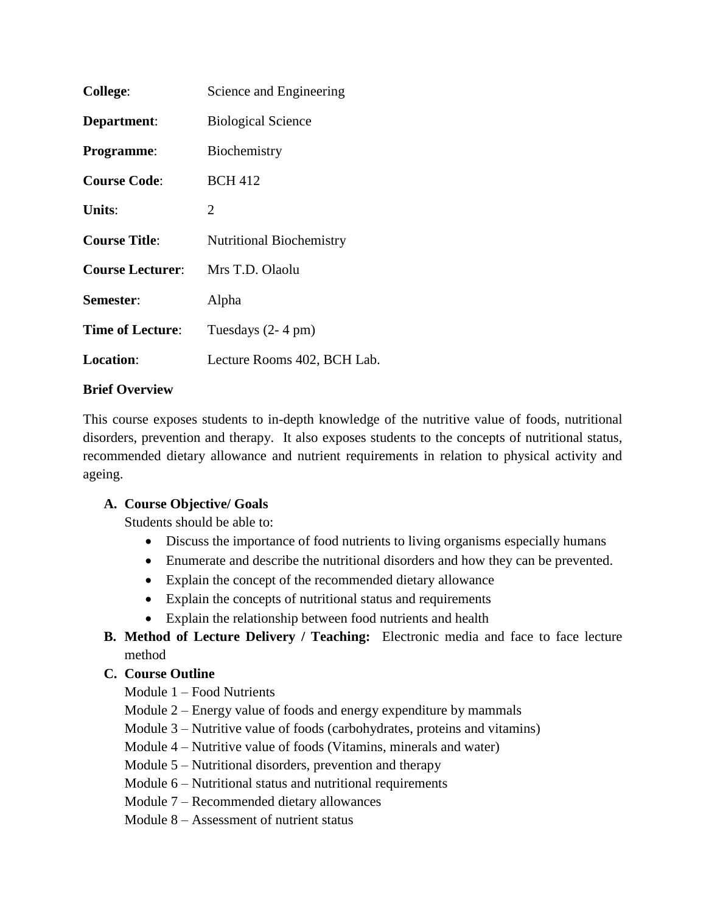**College**: Science and Engineering

**Department**: Biological Science

**Programme**: Biochemistry

**Course Code**: BCH 412

**Units**: 2

**Course Title**: Nutritional Biochemistry

**Course Lecturer**: Mrs T.D. Olaolu

**Semester**: Alpha

**Time of Lecture**: Tuesdays (2- 4 pm)

**Location**: Lecture Rooms 402, BCH Lab.

**Brief Overview**

This course exposes students to in-depth knowledge of the nutritive value of foods, nutritional disorders, prevention and therapy. It also exposes students to the concepts of nutritional status, recommended dietary allowance and nutrient requirements in relation to physical activity and ageing.

**A. Course Objective/ Goals**

Students should be able to:

- Discuss the importance of food nutrients to living organisms especially humans
- Enumerate and describe the nutritional disorders and how they can be prevented.
- Explain the concept of the recommended dietary allowance
- Explain the concepts of nutritional status and requirements
- Explain the relationship between food nutrients and health

**B. Method of Lecture Delivery / Teaching:** Electronic media and face to face lecture method

**C. Course Outline**

Module 1 – Food Nutrients

Module 2 – Energy value of foods and energy expenditure by mammals

Module 3 – Nutritive value of foods (carbohydrates, proteins and vitamins)

Module 4 – Nutritive value of foods (Vitamins, minerals and water)

Module 5 – Nutritional disorders, prevention and therapy

Module 6 – Nutritional status and nutritional requirements

Module 7 – Recommended dietary allowances

Module 8 – Assessment of nutrient status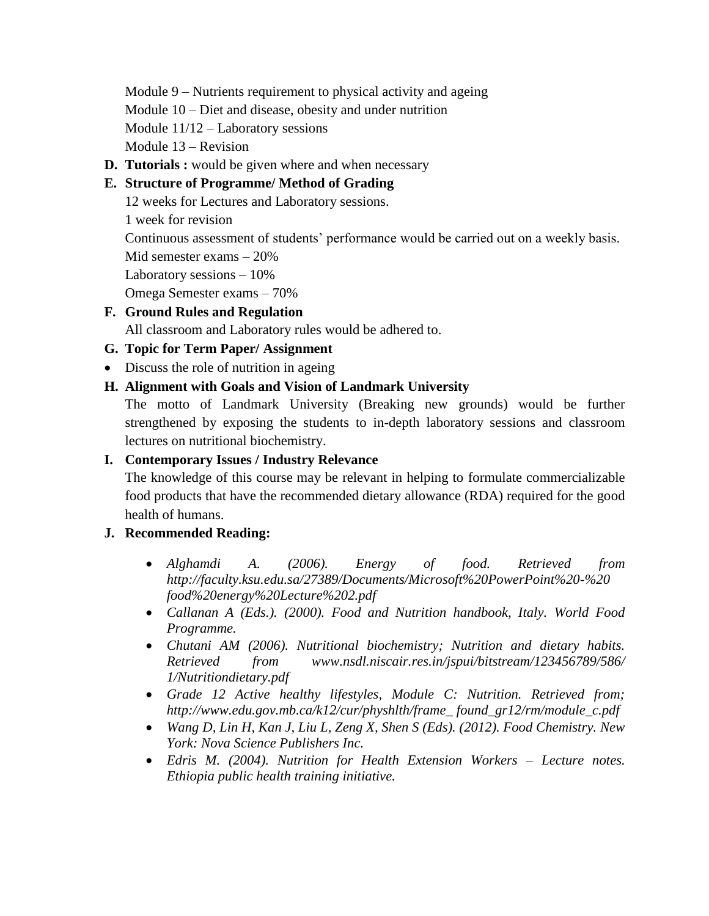Module 9 – Nutrients requirement to physical activity and ageing

Module 10 – Diet and disease, obesity and under nutrition

Module 11/12 – Laboratory sessions

Module 13 – Revision

**D. Tutorials :** would be given where and when necessary

**E. Structure of Programme/ Method of Grading**

12 weeks for Lectures and Laboratory sessions.

1 week for revision

Continuous assessment of students' performance would be carried out on a weekly basis.

Mid semester exams – 20%

Laboratory sessions – 10%

Omega Semester exams – 70%

**F. Ground Rules and Regulation**

All classroom and Laboratory rules would be adhered to.

**G. Topic for Term Paper/ Assignment**

- Discuss the role of nutrition in ageing

**H. Alignment with Goals and Vision of Landmark University**

The motto of Landmark University (Breaking new grounds) would be further strengthened by exposing the students to in-depth laboratory sessions and classroom lectures on nutritional biochemistry.

**I. Contemporary Issues / Industry Relevance**

The knowledge of this course may be relevant in helping to formulate commercializable food products that have the recommended dietary allowance (RDA) required for the good health of humans.

**J. Recommended Reading:**

- *Alghamdi A. (2006). Energy of food. Retrieved from http://faculty.ksu.edu.sa/27389/Documents/Microsoft%20PowerPoint%20-%20 food%20energy%20Lecture%202.pdf*
- *Callanan A (Eds.). (2000). Food and Nutrition handbook, Italy. World Food Programme.*
- *Chutani AM (2006). Nutritional biochemistry; Nutrition and dietary habits. Retrieved from www.nsdl.niscair.res.in/jspui/bitstream/123456789/586/ 1/Nutritiondietary.pdf*
- *Grade 12 Active healthy lifestyles, Module C: Nutrition. Retrieved from; http://www.edu.gov.mb.ca/k12/cur/physhlth/frame_ found_gr12/rm/module_c.pdf*
- *Wang D, Lin H, Kan J, Liu L, Zeng X, Shen S (Eds). (2012). Food Chemistry. New York: Nova Science Publishers Inc.*
- *Edris M. (2004). Nutrition for Health Extension Workers – Lecture notes. Ethiopia public health training initiative.*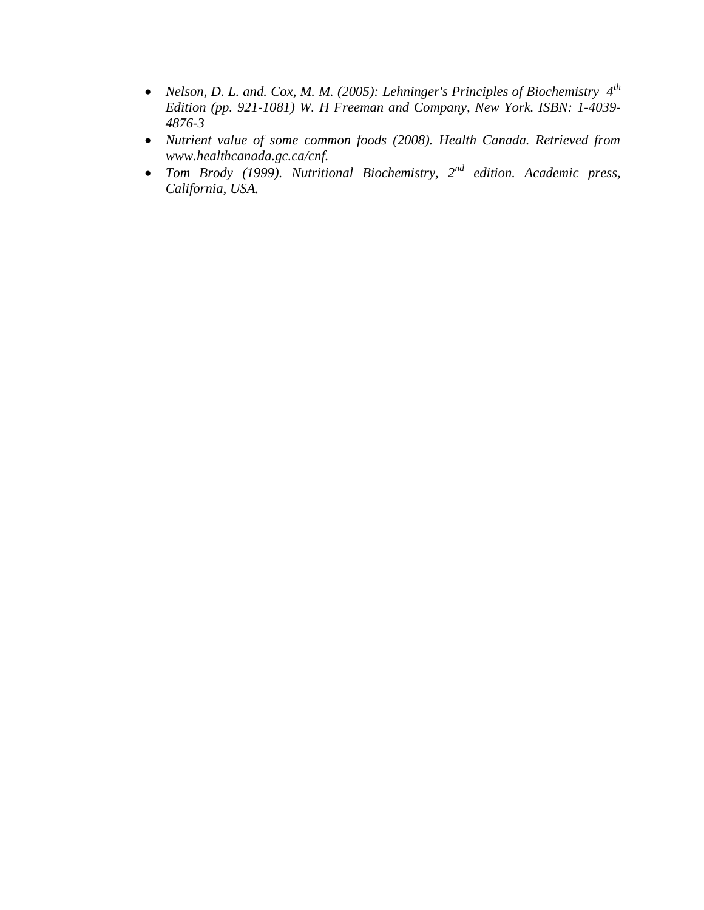- *Nelson, D. L. and. Cox, M. M. (2005): Lehninger's Principles of Biochemistry 4th Edition (pp. 921-1081) W. H Freeman and Company, New York. ISBN: 1-4039-4876-3*
- *Nutrient value of some common foods (2008). Health Canada. Retrieved from www.healthcanada.gc.ca/cnf.*
- *Tom Brody (1999). Nutritional Biochemistry, 2nd edition. Academic press, California, USA.*